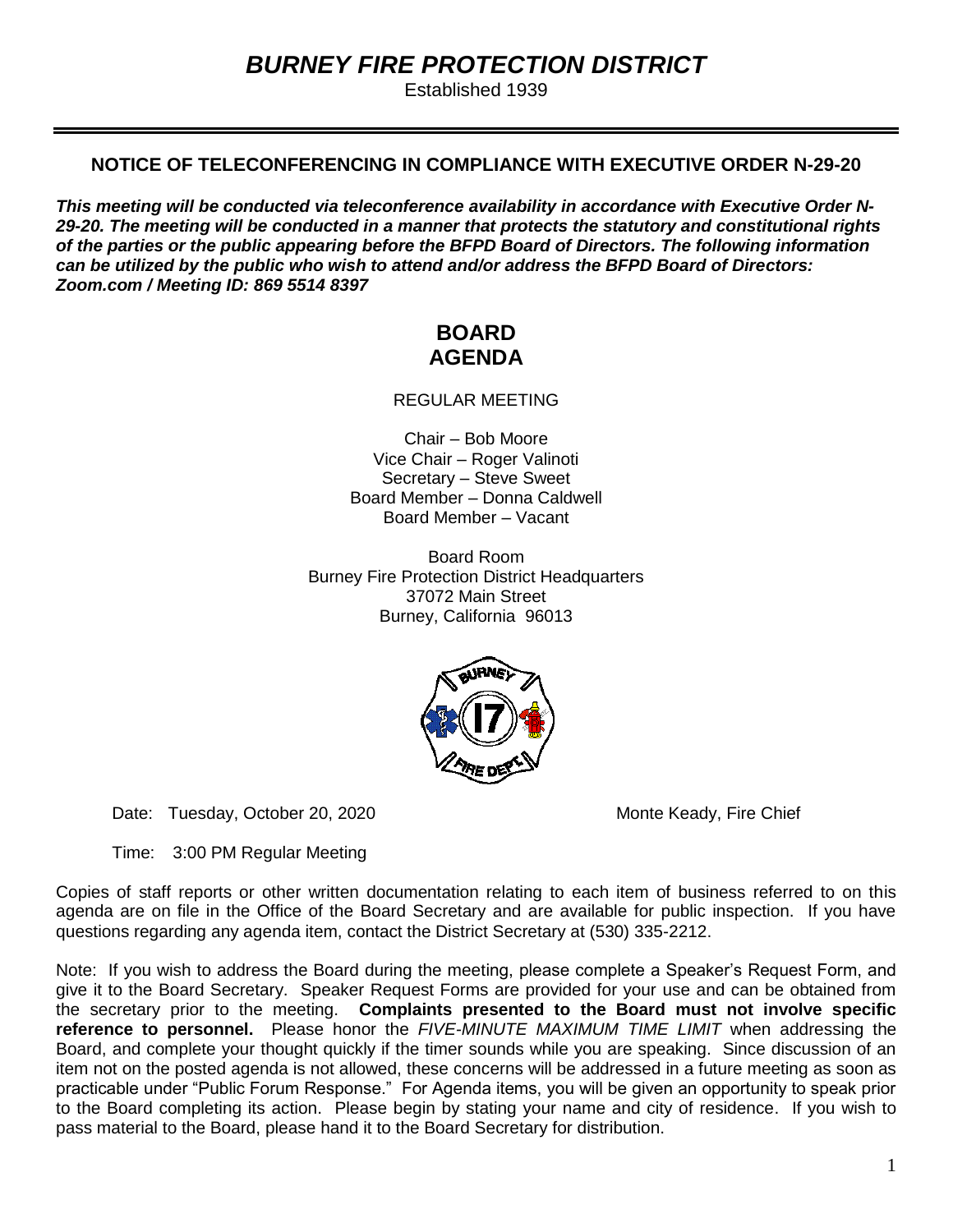# *BURNEY FIRE PROTECTION DISTRICT*

Established 1939

---

## NOTICE OF TELECONFERENCING IN COMPLIANCE WITH EXECUTIVE ORDER N-29-20

***This meeting will be conducted via teleconference availability in accordance with Executive Order N-29-20. The meeting will be conducted in a manner that protects the statutory and constitutional rights of the parties or the public appearing before the BFPD Board of Directors. The following information can be utilized by the public who wish to attend and/or address the BFPD Board of Directors: Zoom.com / Meeting ID: 869 5514 8397***

## BOARD AGENDA

REGULAR MEETING

Chair – Bob Moore
Vice Chair – Roger Valinoti
Secretary – Steve Sweet
Board Member – Donna Caldwell
Board Member – Vacant

Board Room
Burney Fire Protection District Headquarters
37072 Main Street
Burney, California 96013

Date: Tuesday, October 20, 2020

Monte Keady, Fire Chief

Time: 3:00 PM Regular Meeting

Copies of staff reports or other written documentation relating to each item of business referred to on this agenda are on file in the Office of the Board Secretary and are available for public inspection. If you have questions regarding any agenda item, contact the District Secretary at (530) 335-2212.

Note: If you wish to address the Board during the meeting, please complete a Speaker's Request Form, and give it to the Board Secretary. Speaker Request Forms are provided for your use and can be obtained from the secretary prior to the meeting. **Complaints presented to the Board must not involve specific reference to personnel.** Please honor the *FIVE-MINUTE MAXIMUM TIME LIMIT* when addressing the Board, and complete your thought quickly if the timer sounds while you are speaking. Since discussion of an item not on the posted agenda is not allowed, these concerns will be addressed in a future meeting as soon as practicable under "Public Forum Response." For Agenda items, you will be given an opportunity to speak prior to the Board completing its action. Please begin by stating your name and city of residence. If you wish to pass material to the Board, please hand it to the Board Secretary for distribution.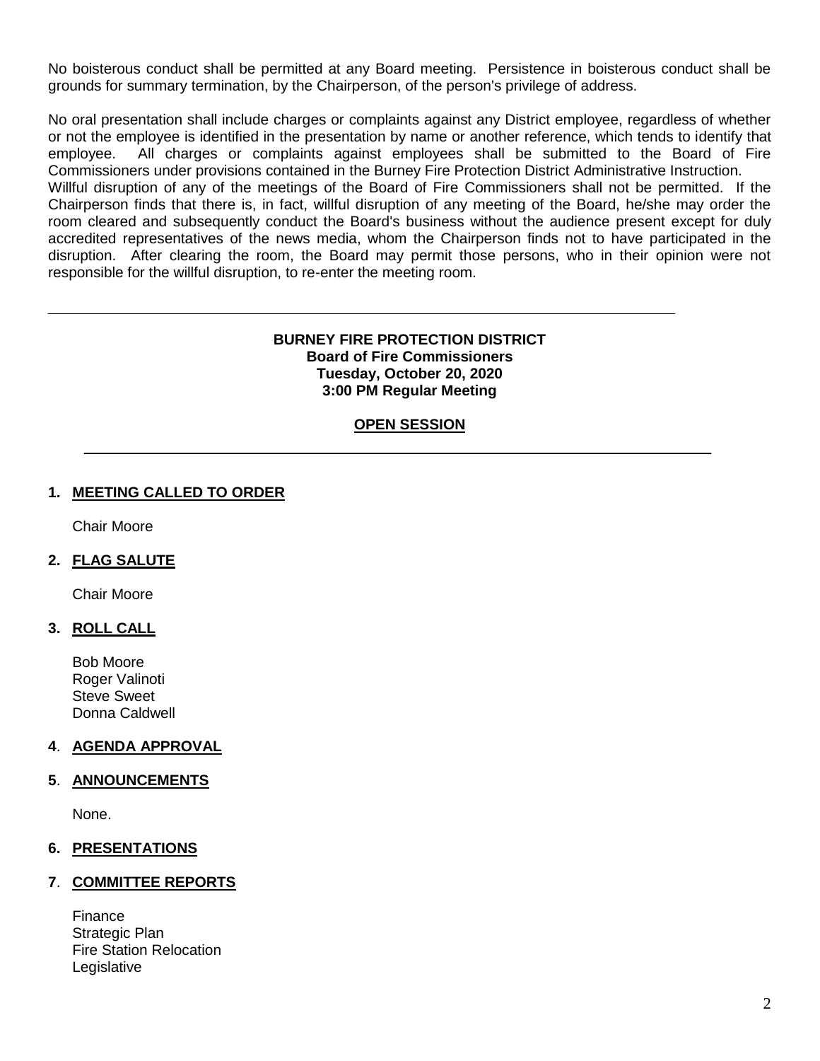No boisterous conduct shall be permitted at any Board meeting. Persistence in boisterous conduct shall be grounds for summary termination, by the Chairperson, of the person's privilege of address.

No oral presentation shall include charges or complaints against any District employee, regardless of whether or not the employee is identified in the presentation by name or another reference, which tends to identify that employee. All charges or complaints against employees shall be submitted to the Board of Fire Commissioners under provisions contained in the Burney Fire Protection District Administrative Instruction.

Willful disruption of any of the meetings of the Board of Fire Commissioners shall not be permitted. If the Chairperson finds that there is, in fact, willful disruption of any meeting of the Board, he/she may order the room cleared and subsequently conduct the Board's business without the audience present except for duly accredited representatives of the news media, whom the Chairperson finds not to have participated in the disruption. After clearing the room, the Board may permit those persons, who in their opinion were not responsible for the willful disruption, to re-enter the meeting room.

---

**BURNEY FIRE PROTECTION DISTRICT**
**Board of Fire Commissioners**
**Tuesday, October 20, 2020**
**3:00 PM Regular Meeting**

**OPEN SESSION**

---

**1. MEETING CALLED TO ORDER**

Chair Moore

**2. FLAG SALUTE**

Chair Moore

**3. ROLL CALL**

Bob Moore
Roger Valinoti
Steve Sweet
Donna Caldwell

**4. AGENDA APPROVAL**

**5. ANNOUNCEMENTS**

None.

**6. PRESENTATIONS**

**7. COMMITTEE REPORTS**

Finance
Strategic Plan
Fire Station Relocation
Legislative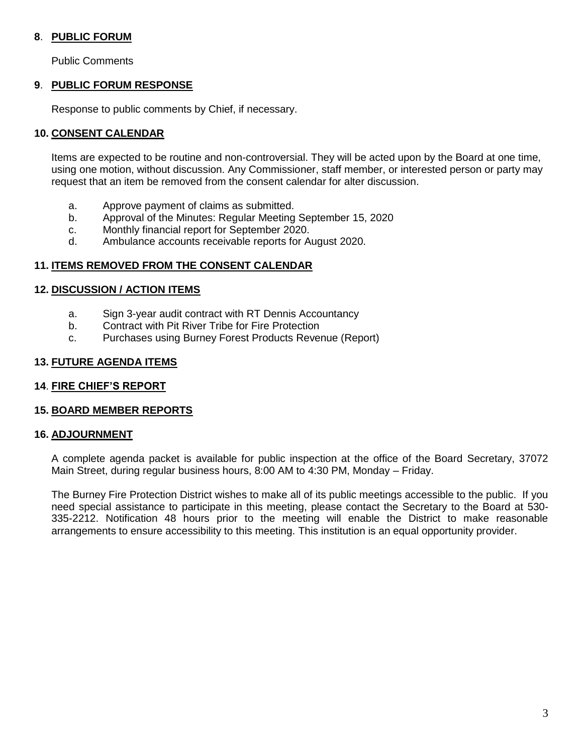**8**. **PUBLIC FORUM**

Public Comments

**9**. **PUBLIC FORUM RESPONSE**

Response to public comments by Chief, if necessary.

**10. CONSENT CALENDAR**

Items are expected to be routine and non-controversial. They will be acted upon by the Board at one time, using one motion, without discussion. Any Commissioner, staff member, or interested person or party may request that an item be removed from the consent calendar for alter discussion.

a. Approve payment of claims as submitted.
b. Approval of the Minutes: Regular Meeting September 15, 2020
c. Monthly financial report for September 2020.
d. Ambulance accounts receivable reports for August 2020.

**11. ITEMS REMOVED FROM THE CONSENT CALENDAR**

**12. DISCUSSION / ACTION ITEMS**

a. Sign 3-year audit contract with RT Dennis Accountancy
b. Contract with Pit River Tribe for Fire Protection
c. Purchases using Burney Forest Products Revenue (Report)

**13. FUTURE AGENDA ITEMS**

**14**. **FIRE CHIEF'S REPORT**

**15. BOARD MEMBER REPORTS**

**16. ADJOURNMENT**

A complete agenda packet is available for public inspection at the office of the Board Secretary, 37072 Main Street, during regular business hours, 8:00 AM to 4:30 PM, Monday – Friday.

The Burney Fire Protection District wishes to make all of its public meetings accessible to the public. If you need special assistance to participate in this meeting, please contact the Secretary to the Board at 530-335-2212. Notification 48 hours prior to the meeting will enable the District to make reasonable arrangements to ensure accessibility to this meeting. This institution is an equal opportunity provider.